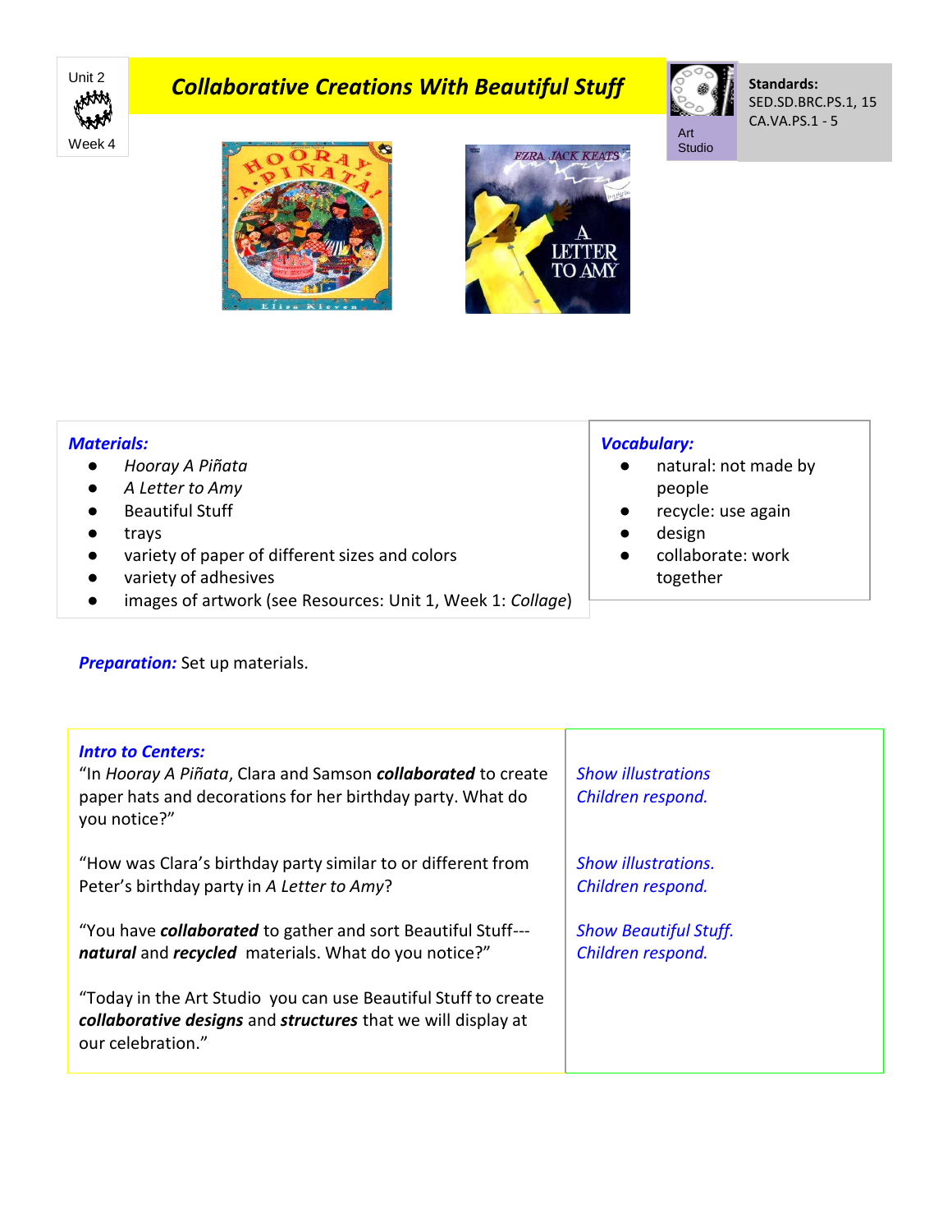Unit 2

Week 4

# Collaborative Creations With Beautiful Stuff

Art Studio

**Standards:**
SED.SD.BRC.PS.1, 15
CA.VA.PS.1 - 5

***Materials:***

- *Hooray A Piñata*
- *A Letter to Amy*
- Beautiful Stuff
- trays
- variety of paper of different sizes and colors
- variety of adhesives
- images of artwork (see Resources: Unit 1, Week 1: *Collage*)

***Vocabulary:***

- natural: not made by people
- recycle: use again
- design
- collaborate: work together

***Preparation:*** Set up materials.

| ***Intro to Centers:*** | |
|---|---|
| "In *Hooray A Piñata*, Clara and Samson ***collaborated*** to create paper hats and decorations for her birthday party. What do you notice?" | *Show illustrations* *Children respond.* |
| "How was Clara's birthday party similar to or different from Peter's birthday party in *A Letter to Amy*? | *Show illustrations.* *Children respond.* |
| "You have ***collaborated*** to gather and sort Beautiful Stuff--- ***natural*** and ***recycled*** materials. What do you notice?" | *Show Beautiful Stuff.* *Children respond.* |
| "Today in the Art Studio you can use Beautiful Stuff to create ***collaborative designs*** and ***structures*** that we will display at our celebration." | |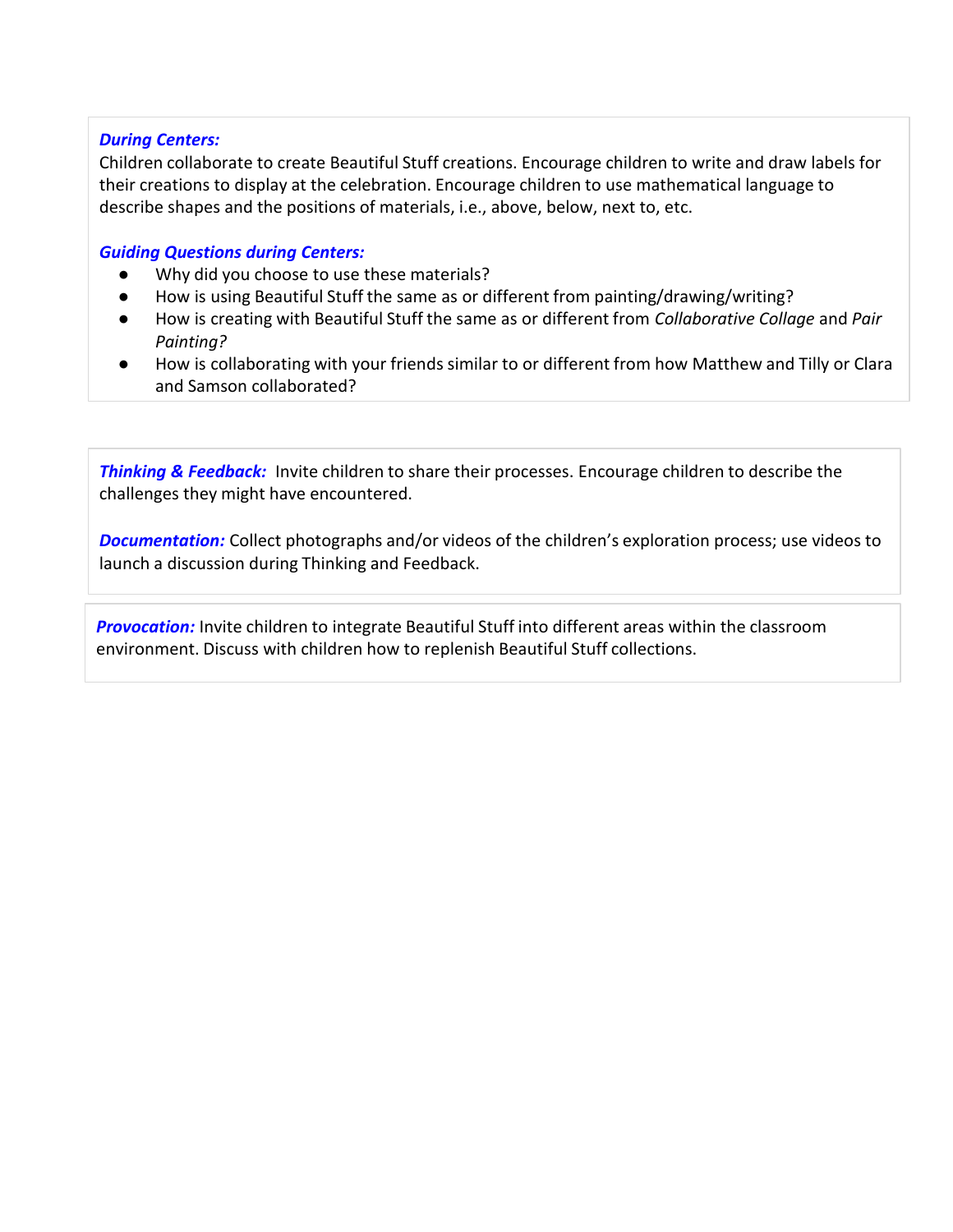***During Centers:***
Children collaborate to create Beautiful Stuff creations. Encourage children to write and draw labels for their creations to display at the celebration. Encourage children to use mathematical language to describe shapes and the positions of materials, i.e., above, below, next to, etc.

***Guiding Questions during Centers:***

- Why did you choose to use these materials?
- How is using Beautiful Stuff the same as or different from painting/drawing/writing?
- How is creating with Beautiful Stuff the same as or different from *Collaborative Collage* and *Pair Painting?*
- How is collaborating with your friends similar to or different from how Matthew and Tilly or Clara and Samson collaborated?

***Thinking & Feedback:*** Invite children to share their processes. Encourage children to describe the challenges they might have encountered.

***Documentation:*** Collect photographs and/or videos of the children's exploration process; use videos to launch a discussion during Thinking and Feedback.

***Provocation:*** Invite children to integrate Beautiful Stuff into different areas within the classroom environment. Discuss with children how to replenish Beautiful Stuff collections.